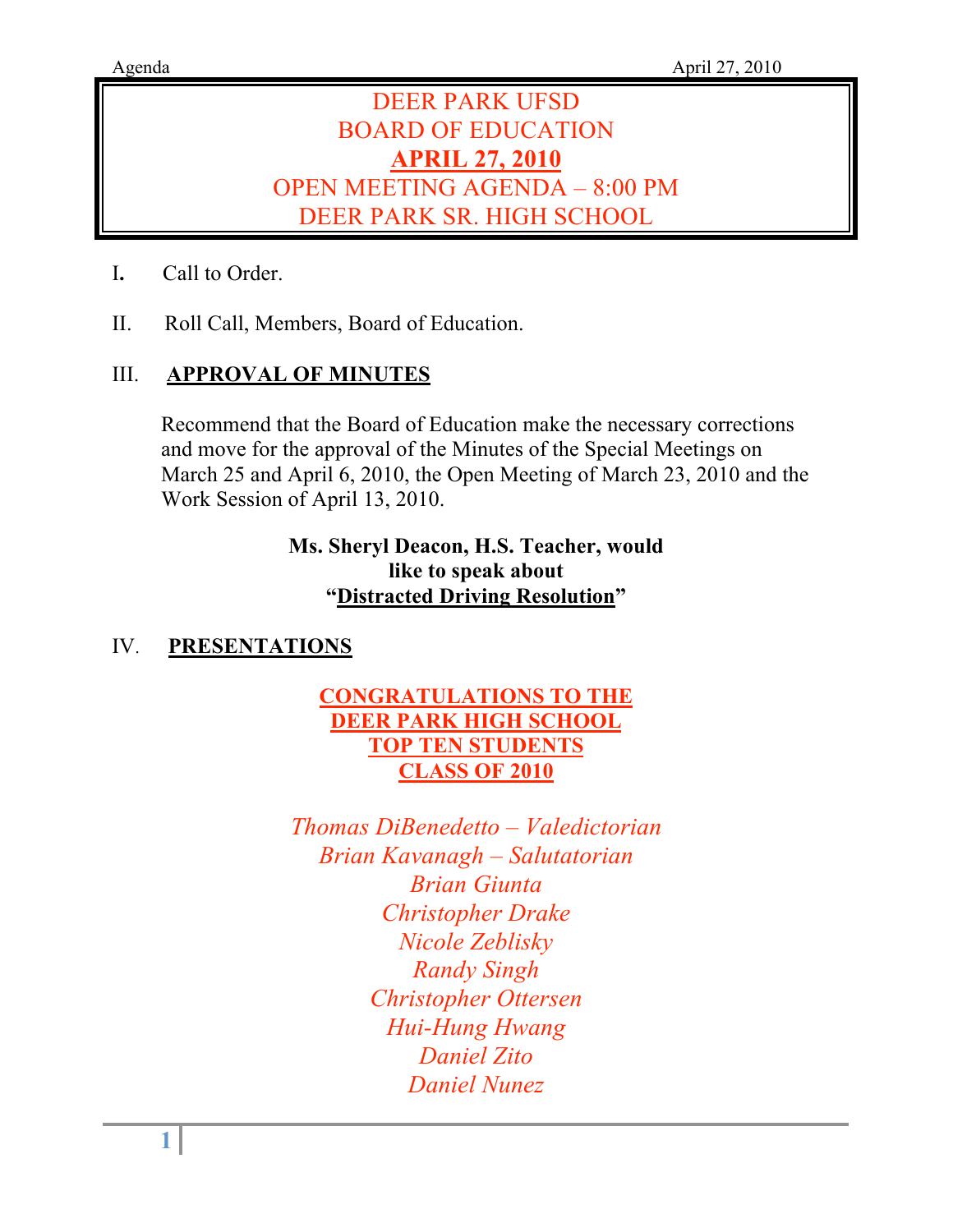# DEER PARK UFSD
# BOARD OF EDUCATION
# **APRIL 27, 2010**
# OPEN MEETING AGENDA – 8:00 PM
# DEER PARK SR. HIGH SCHOOL

I. Call to Order.

II. Roll Call, Members, Board of Education.

## III. APPROVAL OF MINUTES

Recommend that the Board of Education make the necessary corrections and move for the approval of the Minutes of the Special Meetings on March 25 and April 6, 2010, the Open Meeting of March 23, 2010 and the Work Session of April 13, 2010.

**Ms. Sheryl Deacon, H.S. Teacher, would like to speak about "Distracted Driving Resolution"**

## IV. PRESENTATIONS

**CONGRATULATIONS TO THE DEER PARK HIGH SCHOOL TOP TEN STUDENTS CLASS OF 2010**

*Thomas DiBenedetto – Valedictorian*
*Brian Kavanagh – Salutatorian*
*Brian Giunta*
*Christopher Drake*
*Nicole Zeblisky*
*Randy Singh*
*Christopher Ottersen*
*Hui-Hung Hwang*
*Daniel Zito*
*Daniel Nunez*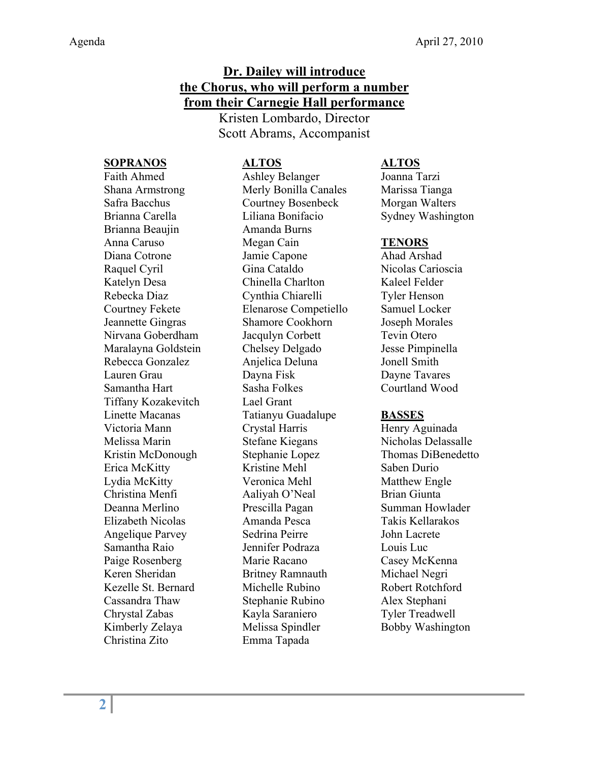**Dr. Dailey will introduce the Chorus, who will perform a number from their Carnegie Hall performance**

Kristen Lombardo, Director
Scott Abrams, Accompanist

**SOPRANOS**

Faith Ahmed
Shana Armstrong
Safra Bacchus
Brianna Carella
Brianna Beaujin
Anna Caruso
Diana Cotrone
Raquel Cyril
Katelyn Desa
Rebecka Diaz
Courtney Fekete
Jeannette Gingras
Nirvana Goberdham
Maralayna Goldstein
Rebecca Gonzalez
Lauren Grau
Samantha Hart
Tiffany Kozakevitch
Linette Macanas
Victoria Mann
Melissa Marin
Kristin McDonough
Erica McKitty
Lydia McKitty
Christina Menfi
Deanna Merlino
Elizabeth Nicolas
Angelique Parvey
Samantha Raio
Paige Rosenberg
Keren Sheridan
Kezelle St. Bernard
Cassandra Thaw
Chrystal Zabas
Kimberly Zelaya
Christina Zito

**ALTOS**

Ashley Belanger
Merly Bonilla Canales
Courtney Bosenbeck
Liliana Bonifacio
Amanda Burns
Megan Cain
Jamie Capone
Gina Cataldo
Chinella Charlton
Cynthia Chiarelli
Elenarose Competiello
Shamore Cookhorn
Jacqulyn Corbett
Chelsey Delgado
Anjelica Deluna
Dayna Fisk
Sasha Folkes
Lael Grant
Tatianyu Guadalupe
Crystal Harris
Stefane Kiegans
Stephanie Lopez
Kristine Mehl
Veronica Mehl
Aaliyah O'Neal
Prescilla Pagan
Amanda Pesca
Sedrina Peirre
Jennifer Podraza
Marie Racano
Britney Ramnauth
Michelle Rubino
Stephanie Rubino
Kayla Saraniero
Melissa Spindler
Emma Tapada

**ALTOS**

Joanna Tarzi
Marissa Tianga
Morgan Walters
Sydney Washington

**TENORS**

Ahad Arshad
Nicolas Carioscia
Kaleel Felder
Tyler Henson
Samuel Locker
Joseph Morales
Tevin Otero
Jesse Pimpinella
Jonell Smith
Dayne Tavares
Courtland Wood

**BASSES**

Henry Aguinada
Nicholas Delassalle
Thomas DiBenedetto
Saben Durio
Matthew Engle
Brian Giunta
Summan Howlader
Takis Kellarakos
John Lacrete
Louis Luc
Casey McKenna
Michael Negri
Robert Rotchford
Alex Stephani
Tyler Treadwell
Bobby Washington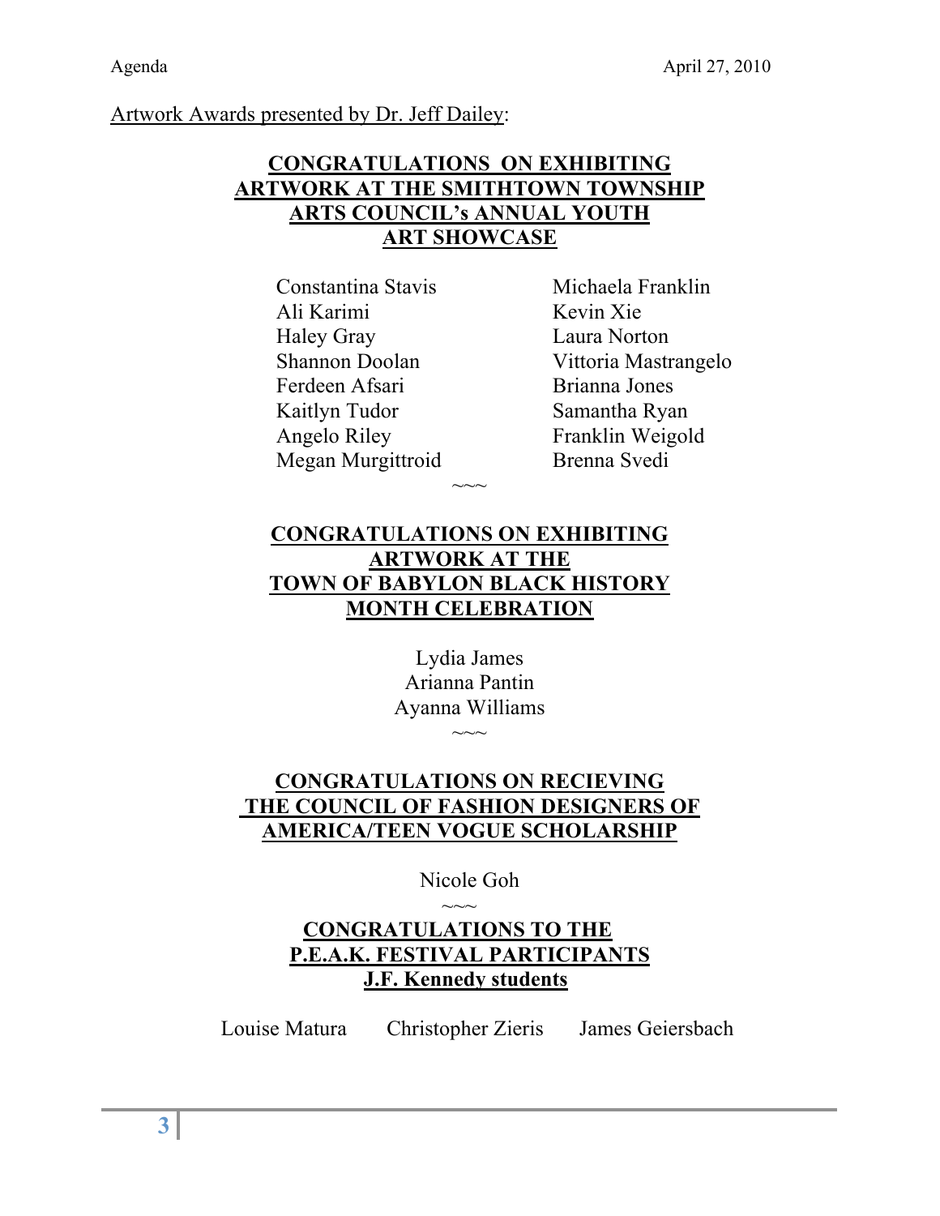Artwork Awards presented by Dr. Jeff Dailey:

**CONGRATULATIONS ON EXHIBITING ARTWORK AT THE SMITHTOWN TOWNSHIP ARTS COUNCIL's ANNUAL YOUTH ART SHOWCASE**

Constantina Stavis
Ali Karimi
Haley Gray
Shannon Doolan
Ferdeen Afsari
Kaitlyn Tudor
Angelo Riley
Megan Murgittroid
Michaela Franklin
Kevin Xie
Laura Norton
Vittoria Mastrangelo
Brianna Jones
Samantha Ryan
Franklin Weigold
Brenna Svedi

~~~

**CONGRATULATIONS ON EXHIBITING ARTWORK AT THE TOWN OF BABYLON BLACK HISTORY MONTH CELEBRATION**

Lydia James
Arianna Pantin
Ayanna Williams

~~~

**CONGRATULATIONS ON RECIEVING THE COUNCIL OF FASHION DESIGNERS OF AMERICA/TEEN VOGUE SCHOLARSHIP**

Nicole Goh

~~~

**CONGRATULATIONS TO THE P.E.A.K. FESTIVAL PARTICIPANTS J.F. Kennedy students**

Louise Matura Christopher Zieris James Geiersbach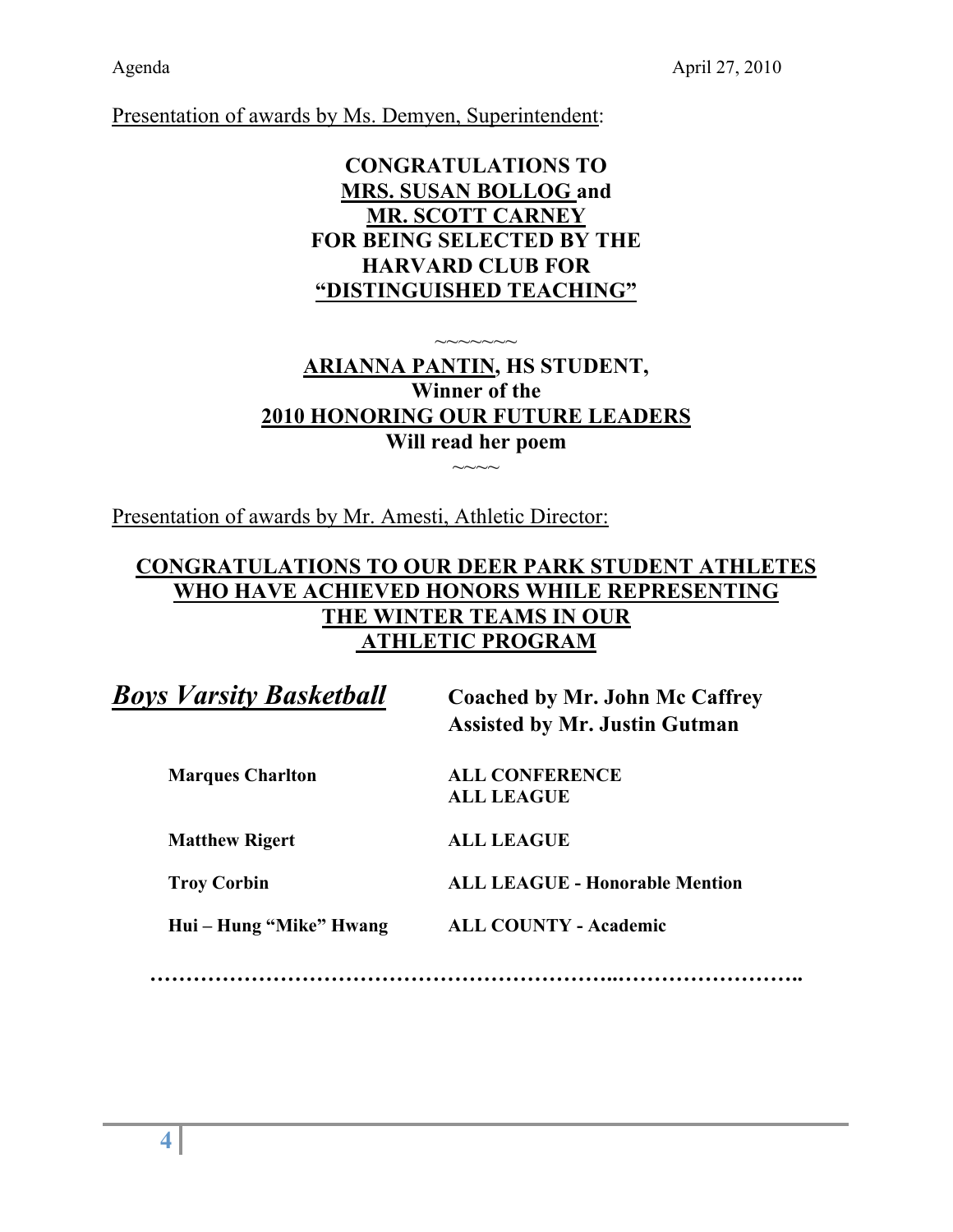Presentation of awards by Ms. Demyen, Superintendent:

**CONGRATULATIONS TO**
**MRS. SUSAN BOLLOG and**
**MR. SCOTT CARNEY**
**FOR BEING SELECTED BY THE**
**HARVARD CLUB FOR**
**"DISTINGUISHED TEACHING"**

~~~~~~~

**ARIANNA PANTIN, HS STUDENT,**
**Winner of the**
**2010 HONORING OUR FUTURE LEADERS**
**Will read her poem**

~~~~

Presentation of awards by Mr. Amesti, Athletic Director:

**CONGRATULATIONS TO OUR DEER PARK STUDENT ATHLETES WHO HAVE ACHIEVED HONORS WHILE REPRESENTING THE WINTER TEAMS IN OUR ATHLETIC PROGRAM**

***Boys Varsity Basketball*** — **Coached by Mr. John Mc Caffrey, Assisted by Mr. Justin Gutman**

| | |
|---|---|
| **Marques Charlton** | **ALL CONFERENCE**<br>**ALL LEAGUE** |
| **Matthew Rigert** | **ALL LEAGUE** |
| **Troy Corbin** | **ALL LEAGUE - Honorable Mention** |
| **Hui – Hung "Mike" Hwang** | **ALL COUNTY - Academic** |

………………………………………………………..……………………..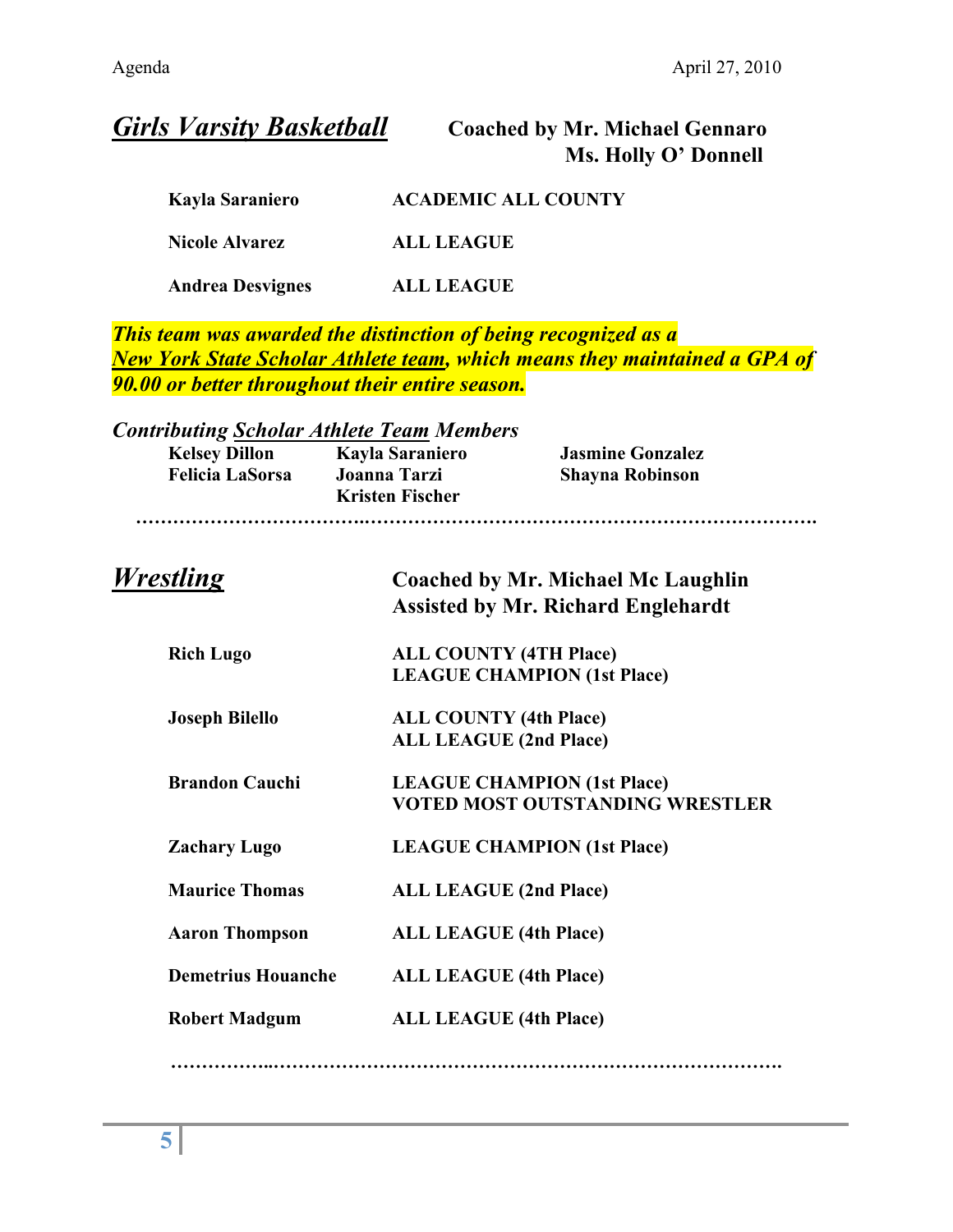## ***Girls Varsity Basketball***

**Coached by Mr. Michael Gennaro**
**Ms. Holly O' Donnell**

| | |
|---|---|
| **Kayla Saraniero** | **ACADEMIC ALL COUNTY** |
| **Nicole Alvarez** | **ALL LEAGUE** |
| **Andrea Desvignes** | **ALL LEAGUE** |

***This team was awarded the distinction of being recognized as a New York State Scholar Athlete team, which means they maintained a GPA of 90.00 or better throughout their entire season.***

***Contributing Scholar Athlete Team Members***

| | | |
|---|---|---|
| **Kelsey Dillon** | **Kayla Saraniero** | **Jasmine Gonzalez** |
| **Felicia LaSorsa** | **Joanna Tarzi** | **Shayna Robinson** |
| | **Kristen Fischer** | |

…………………………………………………………………………………………………

## ***Wrestling***

**Coached by Mr. Michael Mc Laughlin**
**Assisted by Mr. Richard Englehardt**

| | |
|---|---|
| **Rich Lugo** | **ALL COUNTY (4TH Place)**<br>**LEAGUE CHAMPION (1st Place)** |
| **Joseph Bilello** | **ALL COUNTY (4th Place)**<br>**ALL LEAGUE (2nd Place)** |
| **Brandon Cauchi** | **LEAGUE CHAMPION (1st Place)**<br>**VOTED MOST OUTSTANDING WRESTLER** |
| **Zachary Lugo** | **LEAGUE CHAMPION (1st Place)** |
| **Maurice Thomas** | **ALL LEAGUE (2nd Place)** |
| **Aaron Thompson** | **ALL LEAGUE (4th Place)** |
| **Demetrius Houanche** | **ALL LEAGUE (4th Place)** |
| **Robert Madgum** | **ALL LEAGUE (4th Place)** |

…………………………………………………………………………………………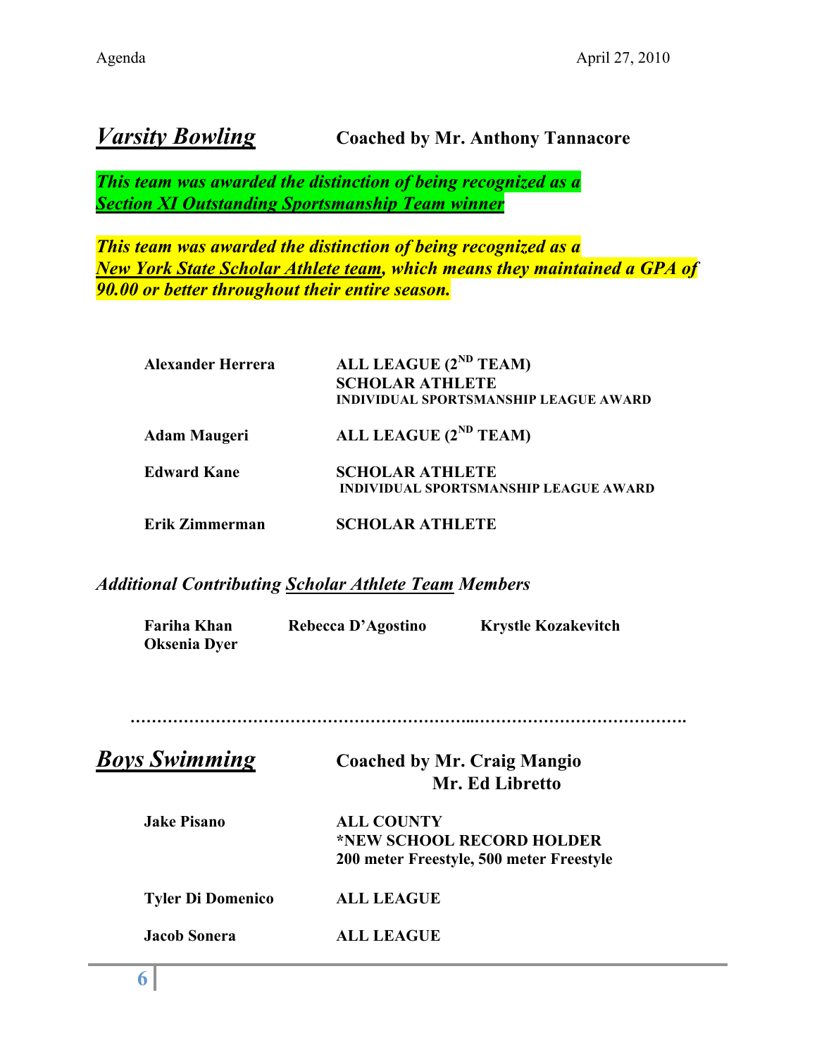## ***Varsity Bowling*** — Coached by Mr. Anthony Tannacore

***This team was awarded the distinction of being recognized as a Section XI Outstanding Sportsmanship Team winner***

***This team was awarded the distinction of being recognized as a New York State Scholar Athlete team, which means they maintained a GPA of 90.00 or better throughout their entire season.***

| | |
|---|---|
| **Alexander Herrera** | **ALL LEAGUE (2ND TEAM)**<br>**SCHOLAR ATHLETE**<br>**INDIVIDUAL SPORTSMANSHIP LEAGUE AWARD** |
| **Adam Maugeri** | **ALL LEAGUE (2ND TEAM)** |
| **Edward Kane** | **SCHOLAR ATHLETE**<br>**INDIVIDUAL SPORTSMANSHIP LEAGUE AWARD** |
| **Erik Zimmerman** | **SCHOLAR ATHLETE** |

*Additional Contributing Scholar Athlete Team Members*

**Fariha Khan** **Rebecca D'Agostino** **Krystle Kozakevitch**
**Oksenia Dyer**

……………………………………………………..………………………………….

## ***Boys Swimming*** — Coached by Mr. Craig Mangio, Mr. Ed Libretto

| | |
|---|---|
| **Jake Pisano** | **ALL COUNTY**<br>**\*NEW SCHOOL RECORD HOLDER**<br>**200 meter Freestyle, 500 meter Freestyle** |
| **Tyler Di Domenico** | **ALL LEAGUE** |
| **Jacob Sonera** | **ALL LEAGUE** |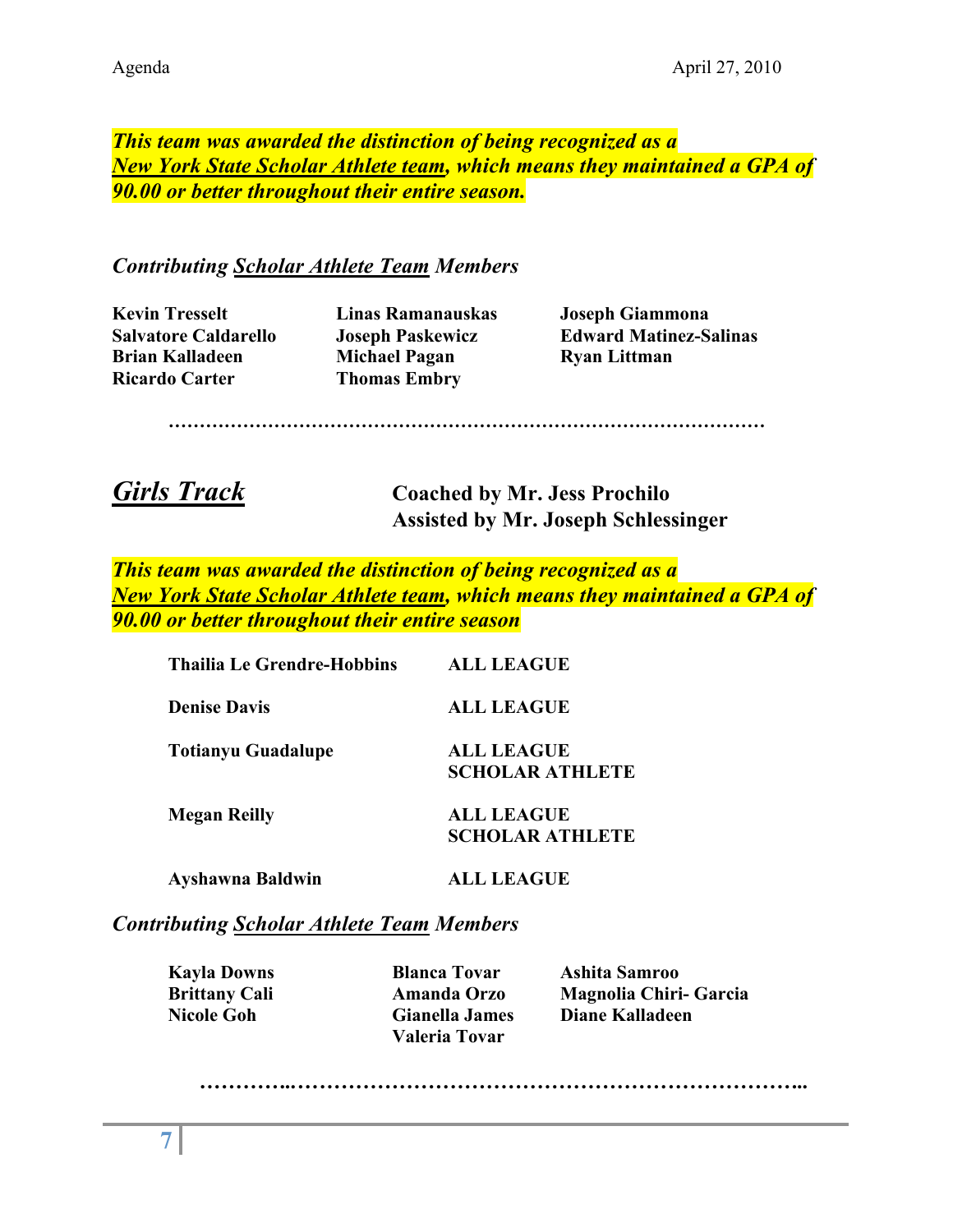***This team was awarded the distinction of being recognized as a <u>New York State Scholar Athlete team</u>, which means they maintained a GPA of 90.00 or better throughout their entire season.***

*Contributing <u>Scholar Athlete Team</u> Members*

| | | |
|---|---|---|
| **Kevin Tresselt** | **Linas Ramanauskas** | **Joseph Giammona** |
| **Salvatore Caldarello** | **Joseph Paskewicz** | **Edward Matinez-Salinas** |
| **Brian Kalladeen** | **Michael Pagan** | **Ryan Littman** |
| **Ricardo Carter** | **Thomas Embry** | |

…………………………………………………………………………………

## ***<u>Girls Track</u>***

**Coached by Mr. Jess Prochilo**
**Assisted by Mr. Joseph Schlessinger**

***This team was awarded the distinction of being recognized as a <u>New York State Scholar Athlete team</u>, which means they maintained a GPA of 90.00 or better throughout their entire season***

| | |
|---|---|
| **Thailia Le Grendre-Hobbins** | **ALL LEAGUE** |
| **Denise Davis** | **ALL LEAGUE** |
| **Totianyu Guadalupe** | **ALL LEAGUE**<br>**SCHOLAR ATHLETE** |
| **Megan Reilly** | **ALL LEAGUE**<br>**SCHOLAR ATHLETE** |
| **Ayshawna Baldwin** | **ALL LEAGUE** |

*Contributing <u>Scholar Athlete Team</u> Members*

| | | |
|---|---|---|
| **Kayla Downs** | **Blanca Tovar** | **Ashita Samroo** |
| **Brittany Cali** | **Amanda Orzo** | **Magnolia Chiri- Garcia** |
| **Nicole Goh** | **Gianella James** | **Diane Kalladeen** |
| | **Valeria Tovar** | |

…………..…………………………………………………………..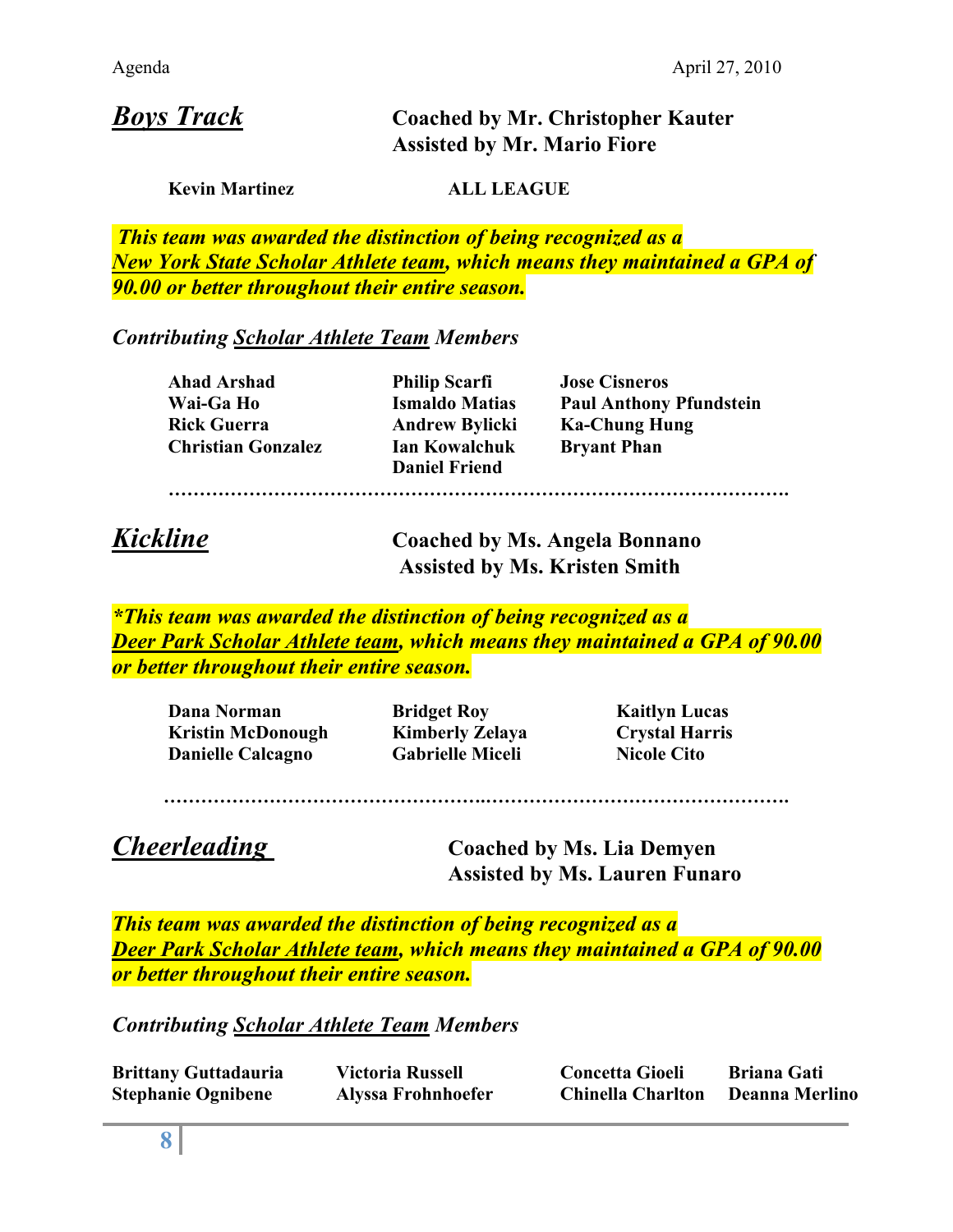## ***Boys Track***

**Coached by Mr. Christopher Kauter**
**Assisted by Mr. Mario Fiore**

**Kevin Martinez** **ALL LEAGUE**

***This team was awarded the distinction of being recognized as a New York State Scholar Athlete team, which means they maintained a GPA of 90.00 or better throughout their entire season.***

*Contributing Scholar Athlete Team Members*

| | | |
|---|---|---|
| **Ahad Arshad** | **Philip Scarfi** | **Jose Cisneros** |
| **Wai-Ga Ho** | **Ismaldo Matias** | **Paul Anthony Pfundstein** |
| **Rick Guerra** | **Andrew Bylicki** | **Ka-Chung Hung** |
| **Christian Gonzalez** | **Ian Kowalchuk** | **Bryant Phan** |
| | **Daniel Friend** | |

…………………………………………………………………………………….

## ***Kickline***

**Coached by Ms. Angela Bonnano**
**Assisted by Ms. Kristen Smith**

***\*This team was awarded the distinction of being recognized as a Deer Park Scholar Athlete team, which means they maintained a GPA of 90.00 or better throughout their entire season.***

| | | |
|---|---|---|
| **Dana Norman** | **Bridget Roy** | **Kaitlyn Lucas** |
| **Kristin McDonough** | **Kimberly Zelaya** | **Crystal Harris** |
| **Danielle Calcagno** | **Gabrielle Miceli** | **Nicole Cito** |

…………………………………………..…………………………………………….

## ***Cheerleading***

**Coached by Ms. Lia Demyen**
**Assisted by Ms. Lauren Funaro**

***This team was awarded the distinction of being recognized as a Deer Park Scholar Athlete team, which means they maintained a GPA of 90.00 or better throughout their entire season.***

*Contributing Scholar Athlete Team Members*

| | | | |
|---|---|---|---|
| **Brittany Guttadauria** | **Victoria Russell** | **Concetta Gioeli** | **Briana Gati** |
| **Stephanie Ognibene** | **Alyssa Frohnhoefer** | **Chinella Charlton** | **Deanna Merlino** |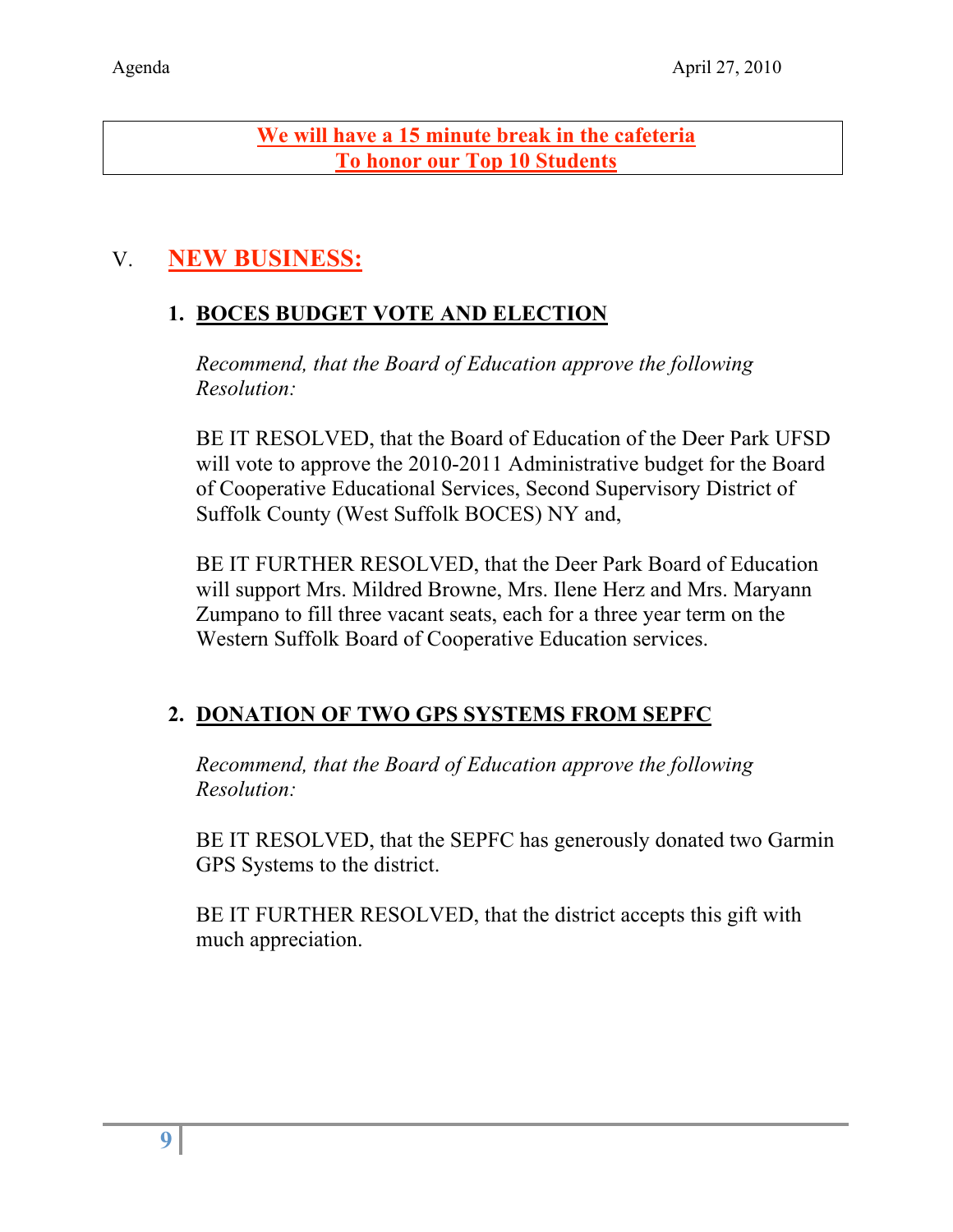**We will have a 15 minute break in the cafeteria**
**To honor our Top 10 Students**

## V. NEW BUSINESS:

### 1. BOCES BUDGET VOTE AND ELECTION

*Recommend, that the Board of Education approve the following Resolution:*

BE IT RESOLVED, that the Board of Education of the Deer Park UFSD will vote to approve the 2010-2011 Administrative budget for the Board of Cooperative Educational Services, Second Supervisory District of Suffolk County (West Suffolk BOCES) NY and,

BE IT FURTHER RESOLVED, that the Deer Park Board of Education will support Mrs. Mildred Browne, Mrs. Ilene Herz and Mrs. Maryann Zumpano to fill three vacant seats, each for a three year term on the Western Suffolk Board of Cooperative Education services.

### 2. DONATION OF TWO GPS SYSTEMS FROM SEPFC

*Recommend, that the Board of Education approve the following Resolution:*

BE IT RESOLVED, that the SEPFC has generously donated two Garmin GPS Systems to the district.

BE IT FURTHER RESOLVED, that the district accepts this gift with much appreciation.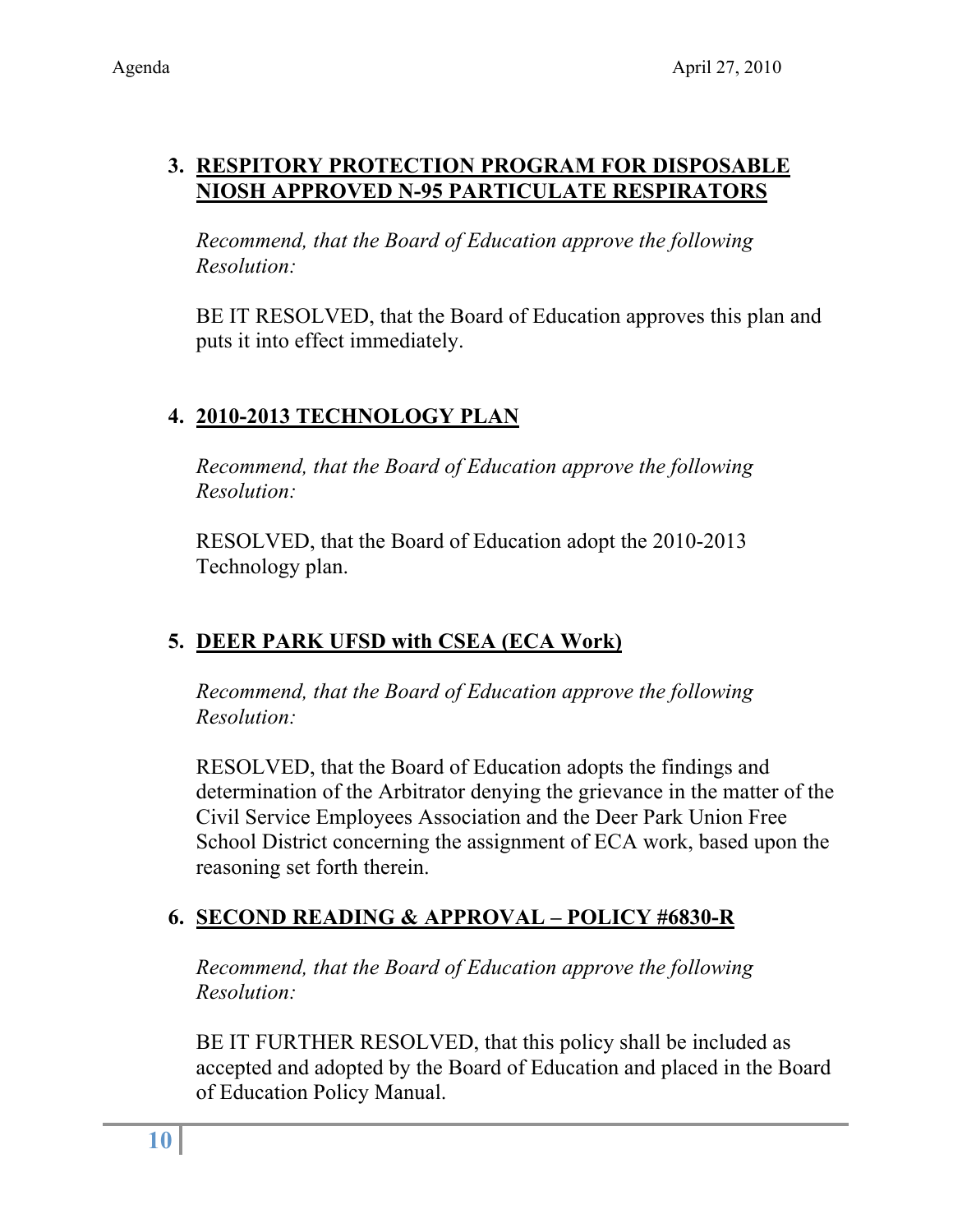### 3. RESPITORY PROTECTION PROGRAM FOR DISPOSABLE NIOSH APPROVED N-95 PARTICULATE RESPIRATORS

*Recommend, that the Board of Education approve the following Resolution:*

BE IT RESOLVED, that the Board of Education approves this plan and puts it into effect immediately.

### 4. 2010-2013 TECHNOLOGY PLAN

*Recommend, that the Board of Education approve the following Resolution:*

RESOLVED, that the Board of Education adopt the 2010-2013 Technology plan.

### 5. DEER PARK UFSD with CSEA (ECA Work)

*Recommend, that the Board of Education approve the following Resolution:*

RESOLVED, that the Board of Education adopts the findings and determination of the Arbitrator denying the grievance in the matter of the Civil Service Employees Association and the Deer Park Union Free School District concerning the assignment of ECA work, based upon the reasoning set forth therein.

### 6. SECOND READING & APPROVAL – POLICY #6830-R

*Recommend, that the Board of Education approve the following Resolution:*

BE IT FURTHER RESOLVED, that this policy shall be included as accepted and adopted by the Board of Education and placed in the Board of Education Policy Manual.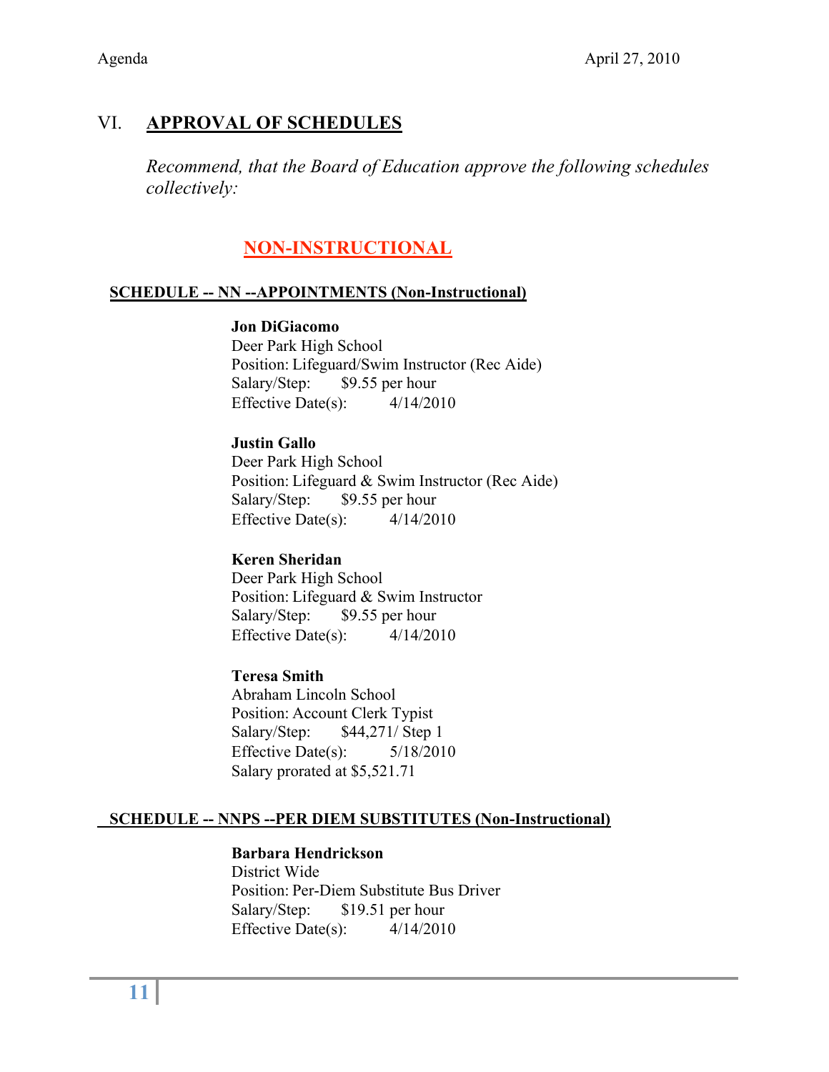## VI. APPROVAL OF SCHEDULES

*Recommend, that the Board of Education approve the following schedules collectively:*

### NON-INSTRUCTIONAL

**SCHEDULE -- NN --APPOINTMENTS (Non-Instructional)**

**Jon DiGiacomo**
Deer Park High School
Position: Lifeguard/Swim Instructor (Rec Aide)
Salary/Step: $9.55 per hour
Effective Date(s): 4/14/2010

**Justin Gallo**
Deer Park High School
Position: Lifeguard & Swim Instructor (Rec Aide)
Salary/Step: $9.55 per hour
Effective Date(s): 4/14/2010

**Keren Sheridan**
Deer Park High School
Position: Lifeguard & Swim Instructor
Salary/Step: $9.55 per hour
Effective Date(s): 4/14/2010

**Teresa Smith**
Abraham Lincoln School
Position: Account Clerk Typist
Salary/Step: $44,271/ Step 1
Effective Date(s): 5/18/2010
Salary prorated at $5,521.71

**SCHEDULE -- NNPS --PER DIEM SUBSTITUTES (Non-Instructional)**

**Barbara Hendrickson**
District Wide
Position: Per-Diem Substitute Bus Driver
Salary/Step: $19.51 per hour
Effective Date(s): 4/14/2010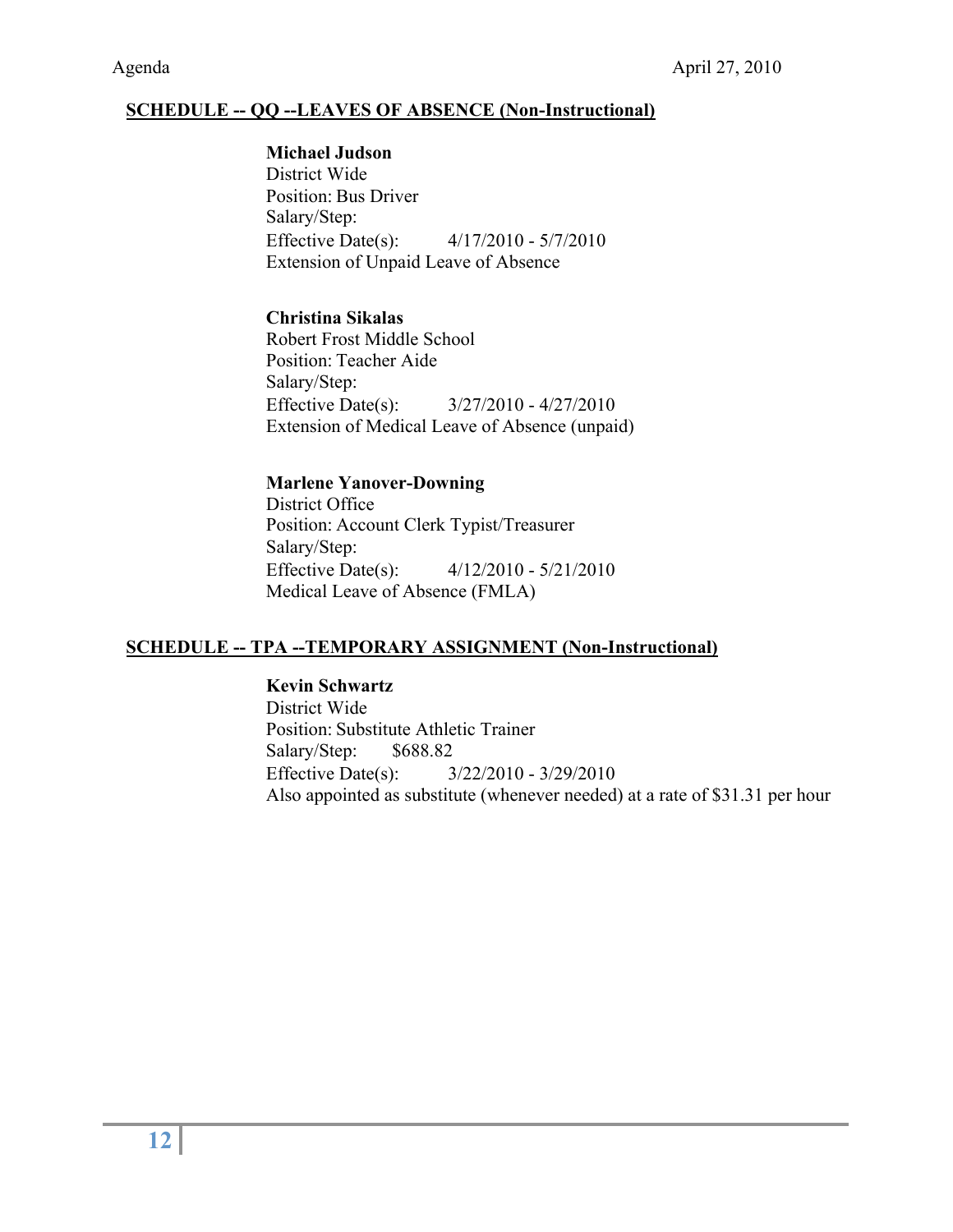## SCHEDULE -- QQ --LEAVES OF ABSENCE (Non-Instructional)

**Michael Judson**
District Wide
Position: Bus Driver
Salary/Step:
Effective Date(s): 4/17/2010 - 5/7/2010
Extension of Unpaid Leave of Absence

**Christina Sikalas**
Robert Frost Middle School
Position: Teacher Aide
Salary/Step:
Effective Date(s): 3/27/2010 - 4/27/2010
Extension of Medical Leave of Absence (unpaid)

**Marlene Yanover-Downing**
District Office
Position: Account Clerk Typist/Treasurer
Salary/Step:
Effective Date(s): 4/12/2010 - 5/21/2010
Medical Leave of Absence (FMLA)

## SCHEDULE -- TPA --TEMPORARY ASSIGNMENT (Non-Instructional)

**Kevin Schwartz**
District Wide
Position: Substitute Athletic Trainer
Salary/Step: $688.82
Effective Date(s): 3/22/2010 - 3/29/2010
Also appointed as substitute (whenever needed) at a rate of $31.31 per hour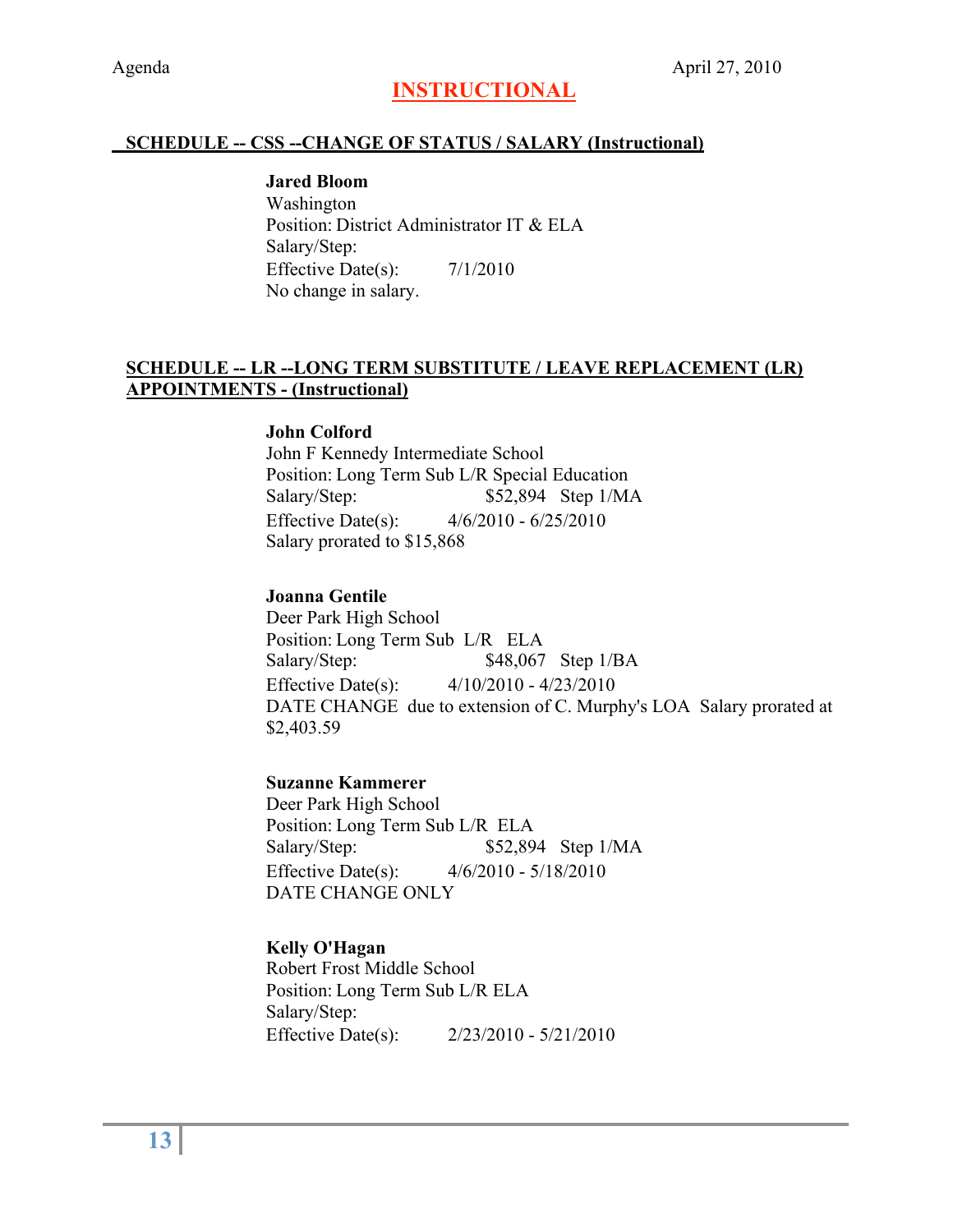# INSTRUCTIONAL

## SCHEDULE -- CSS --CHANGE OF STATUS / SALARY (Instructional)

**Jared Bloom**
Washington
Position: District Administrator IT & ELA
Salary/Step:
Effective Date(s): 7/1/2010
No change in salary.

## SCHEDULE -- LR --LONG TERM SUBSTITUTE / LEAVE REPLACEMENT (LR) APPOINTMENTS - (Instructional)

**John Colford**
John F Kennedy Intermediate School
Position: Long Term Sub L/R Special Education
Salary/Step: $52,894 Step 1/MA
Effective Date(s): 4/6/2010 - 6/25/2010
Salary prorated to $15,868

**Joanna Gentile**
Deer Park High School
Position: Long Term Sub L/R ELA
Salary/Step: $48,067 Step 1/BA
Effective Date(s): 4/10/2010 - 4/23/2010
DATE CHANGE due to extension of C. Murphy's LOA Salary prorated at $2,403.59

**Suzanne Kammerer**
Deer Park High School
Position: Long Term Sub L/R ELA
Salary/Step: $52,894 Step 1/MA
Effective Date(s): 4/6/2010 - 5/18/2010
DATE CHANGE ONLY

**Kelly O'Hagan**
Robert Frost Middle School
Position: Long Term Sub L/R ELA
Salary/Step:
Effective Date(s): 2/23/2010 - 5/21/2010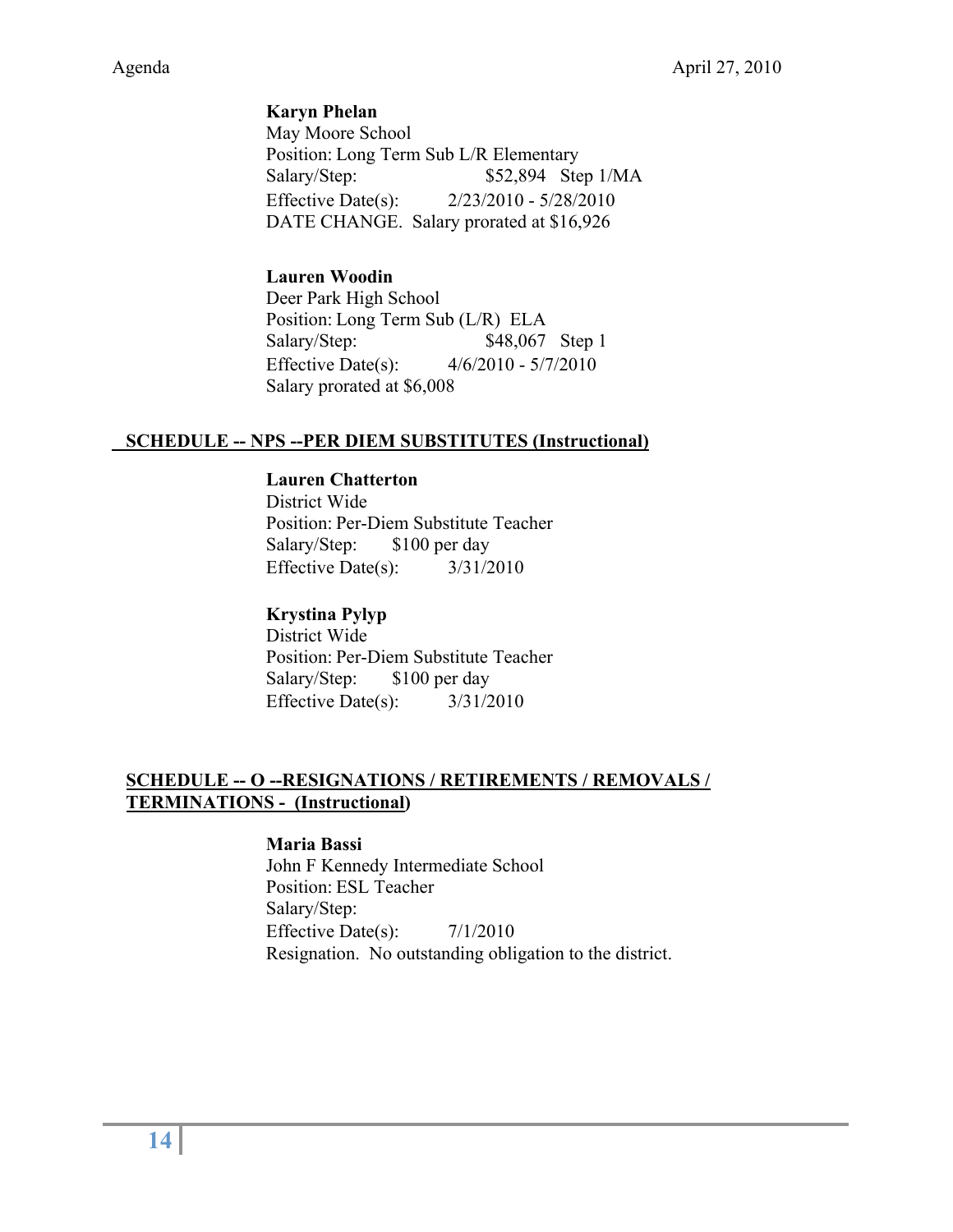**Karyn Phelan**
May Moore School
Position: Long Term Sub L/R Elementary
Salary/Step: $52,894 Step 1/MA
Effective Date(s): 2/23/2010 - 5/28/2010
DATE CHANGE. Salary prorated at $16,926

**Lauren Woodin**
Deer Park High School
Position: Long Term Sub (L/R) ELA
Salary/Step: $48,067 Step 1
Effective Date(s): 4/6/2010 - 5/7/2010
Salary prorated at $6,008

## SCHEDULE -- NPS --PER DIEM SUBSTITUTES (Instructional)

**Lauren Chatterton**
District Wide
Position: Per-Diem Substitute Teacher
Salary/Step: $100 per day
Effective Date(s): 3/31/2010

**Krystina Pylyp**
District Wide
Position: Per-Diem Substitute Teacher
Salary/Step: $100 per day
Effective Date(s): 3/31/2010

## SCHEDULE -- O --RESIGNATIONS / RETIREMENTS / REMOVALS / TERMINATIONS - (Instructional)

**Maria Bassi**
John F Kennedy Intermediate School
Position: ESL Teacher
Salary/Step:
Effective Date(s): 7/1/2010
Resignation. No outstanding obligation to the district.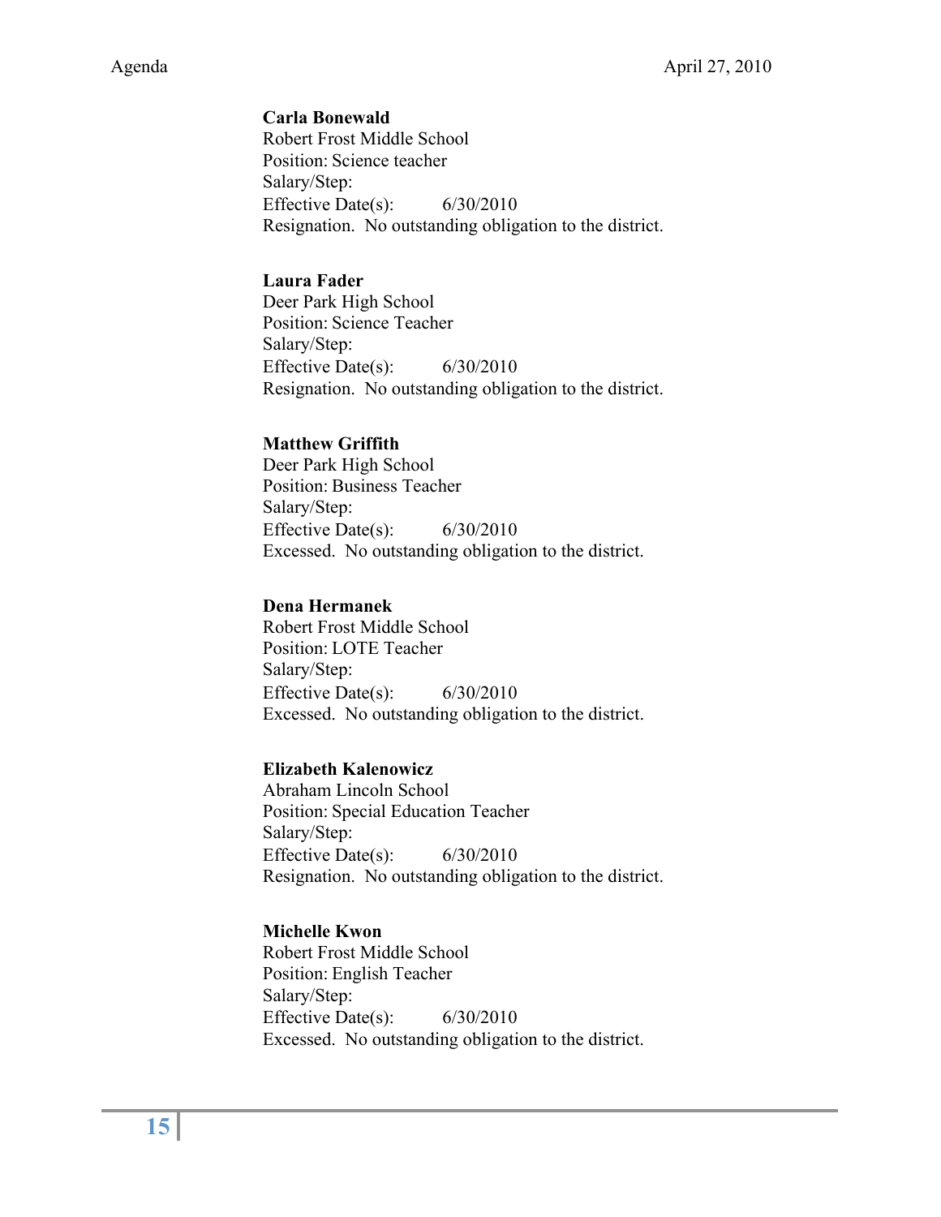**Carla Bonewald**
Robert Frost Middle School
Position: Science teacher
Salary/Step:
Effective Date(s): 6/30/2010
Resignation. No outstanding obligation to the district.

**Laura Fader**
Deer Park High School
Position: Science Teacher
Salary/Step:
Effective Date(s): 6/30/2010
Resignation. No outstanding obligation to the district.

**Matthew Griffith**
Deer Park High School
Position: Business Teacher
Salary/Step:
Effective Date(s): 6/30/2010
Excessed. No outstanding obligation to the district.

**Dena Hermanek**
Robert Frost Middle School
Position: LOTE Teacher
Salary/Step:
Effective Date(s): 6/30/2010
Excessed. No outstanding obligation to the district.

**Elizabeth Kalenowicz**
Abraham Lincoln School
Position: Special Education Teacher
Salary/Step:
Effective Date(s): 6/30/2010
Resignation. No outstanding obligation to the district.

**Michelle Kwon**
Robert Frost Middle School
Position: English Teacher
Salary/Step:
Effective Date(s): 6/30/2010
Excessed. No outstanding obligation to the district.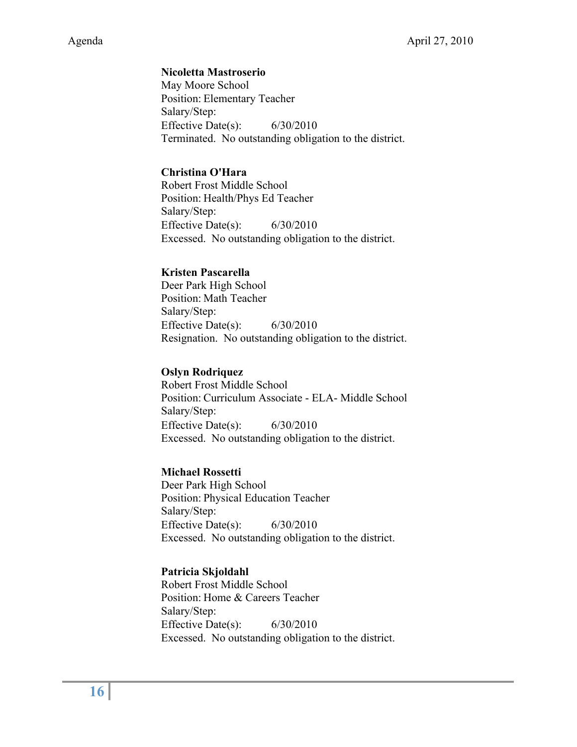**Nicoletta Mastroserio**
May Moore School
Position: Elementary Teacher
Salary/Step:
Effective Date(s): 6/30/2010
Terminated. No outstanding obligation to the district.

**Christina O'Hara**
Robert Frost Middle School
Position: Health/Phys Ed Teacher
Salary/Step:
Effective Date(s): 6/30/2010
Excessed. No outstanding obligation to the district.

**Kristen Pascarella**
Deer Park High School
Position: Math Teacher
Salary/Step:
Effective Date(s): 6/30/2010
Resignation. No outstanding obligation to the district.

**Oslyn Rodriquez**
Robert Frost Middle School
Position: Curriculum Associate - ELA- Middle School
Salary/Step:
Effective Date(s): 6/30/2010
Excessed. No outstanding obligation to the district.

**Michael Rossetti**
Deer Park High School
Position: Physical Education Teacher
Salary/Step:
Effective Date(s): 6/30/2010
Excessed. No outstanding obligation to the district.

**Patricia Skjoldahl**
Robert Frost Middle School
Position: Home & Careers Teacher
Salary/Step:
Effective Date(s): 6/30/2010
Excessed. No outstanding obligation to the district.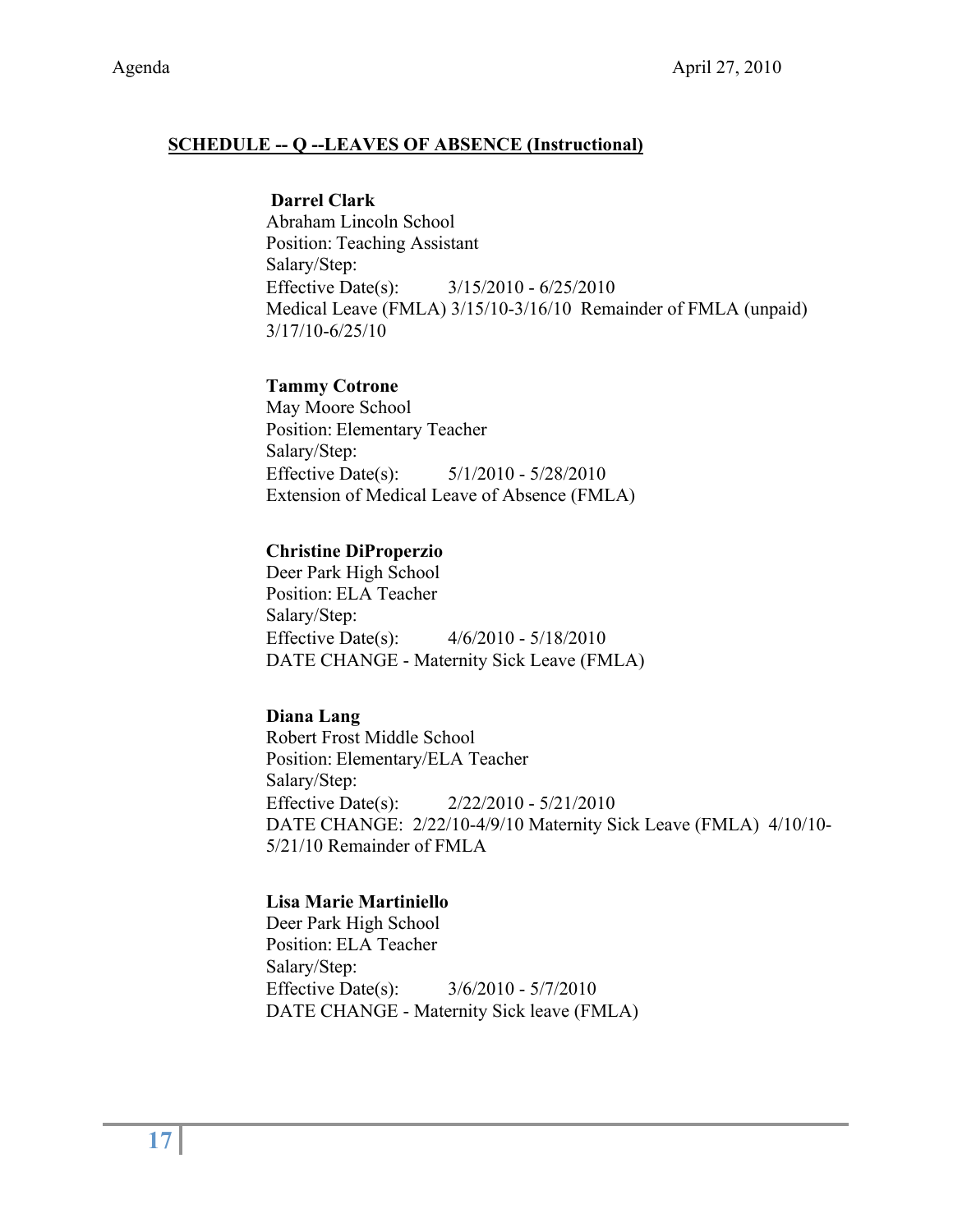## SCHEDULE -- Q --LEAVES OF ABSENCE (Instructional)

**Darrel Clark**
Abraham Lincoln School
Position: Teaching Assistant
Salary/Step:
Effective Date(s): 3/15/2010 - 6/25/2010
Medical Leave (FMLA) 3/15/10-3/16/10 Remainder of FMLA (unpaid) 3/17/10-6/25/10

**Tammy Cotrone**
May Moore School
Position: Elementary Teacher
Salary/Step:
Effective Date(s): 5/1/2010 - 5/28/2010
Extension of Medical Leave of Absence (FMLA)

**Christine DiProperzio**
Deer Park High School
Position: ELA Teacher
Salary/Step:
Effective Date(s): 4/6/2010 - 5/18/2010
DATE CHANGE - Maternity Sick Leave (FMLA)

**Diana Lang**
Robert Frost Middle School
Position: Elementary/ELA Teacher
Salary/Step:
Effective Date(s): 2/22/2010 - 5/21/2010
DATE CHANGE: 2/22/10-4/9/10 Maternity Sick Leave (FMLA) 4/10/10-5/21/10 Remainder of FMLA

**Lisa Marie Martiniello**
Deer Park High School
Position: ELA Teacher
Salary/Step:
Effective Date(s): 3/6/2010 - 5/7/2010
DATE CHANGE - Maternity Sick leave (FMLA)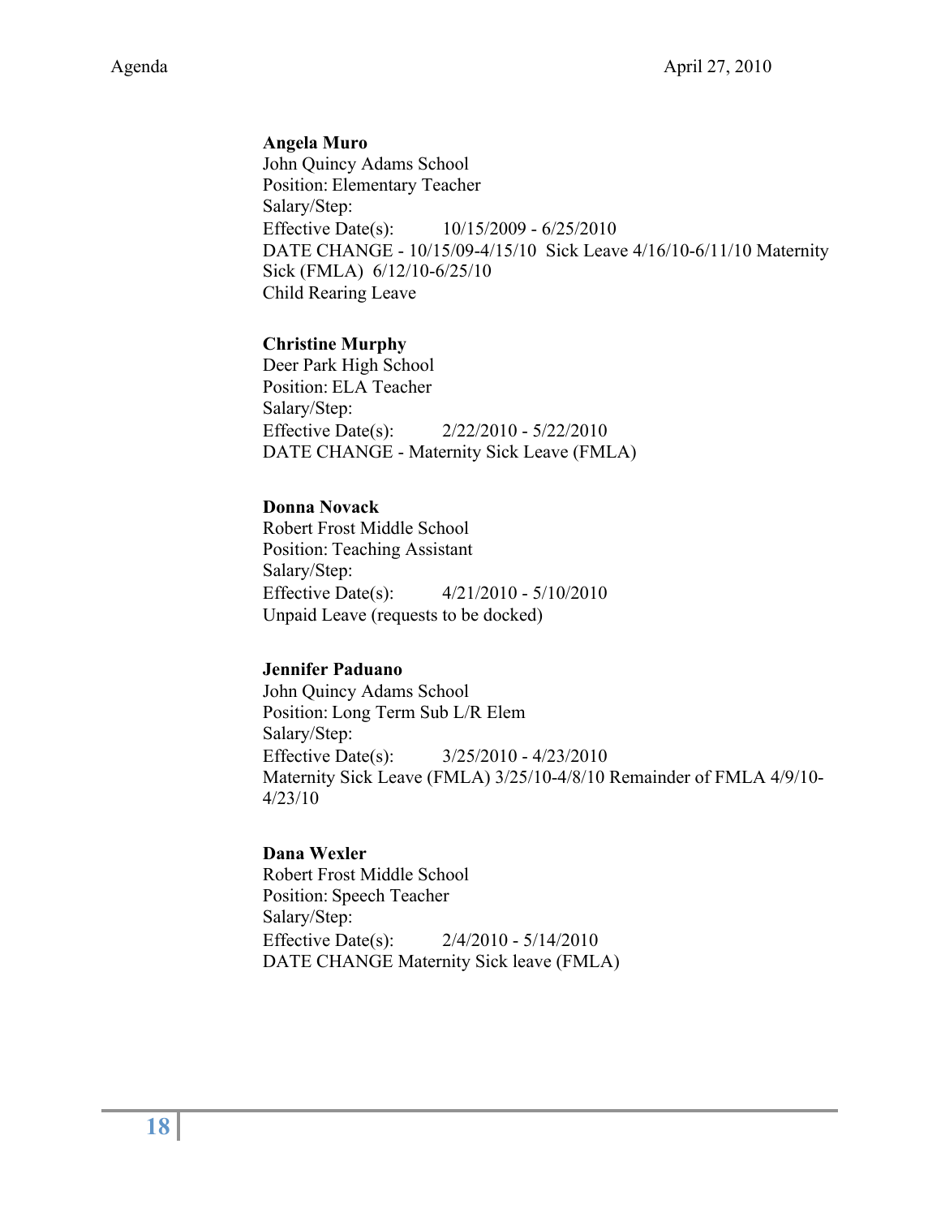**Angela Muro**
John Quincy Adams School
Position: Elementary Teacher
Salary/Step:
Effective Date(s): 10/15/2009 - 6/25/2010
DATE CHANGE - 10/15/09-4/15/10 Sick Leave 4/16/10-6/11/10 Maternity Sick (FMLA) 6/12/10-6/25/10
Child Rearing Leave

**Christine Murphy**
Deer Park High School
Position: ELA Teacher
Salary/Step:
Effective Date(s): 2/22/2010 - 5/22/2010
DATE CHANGE - Maternity Sick Leave (FMLA)

**Donna Novack**
Robert Frost Middle School
Position: Teaching Assistant
Salary/Step:
Effective Date(s): 4/21/2010 - 5/10/2010
Unpaid Leave (requests to be docked)

**Jennifer Paduano**
John Quincy Adams School
Position: Long Term Sub L/R Elem
Salary/Step:
Effective Date(s): 3/25/2010 - 4/23/2010
Maternity Sick Leave (FMLA) 3/25/10-4/8/10 Remainder of FMLA 4/9/10-4/23/10

**Dana Wexler**
Robert Frost Middle School
Position: Speech Teacher
Salary/Step:
Effective Date(s): 2/4/2010 - 5/14/2010
DATE CHANGE Maternity Sick leave (FMLA)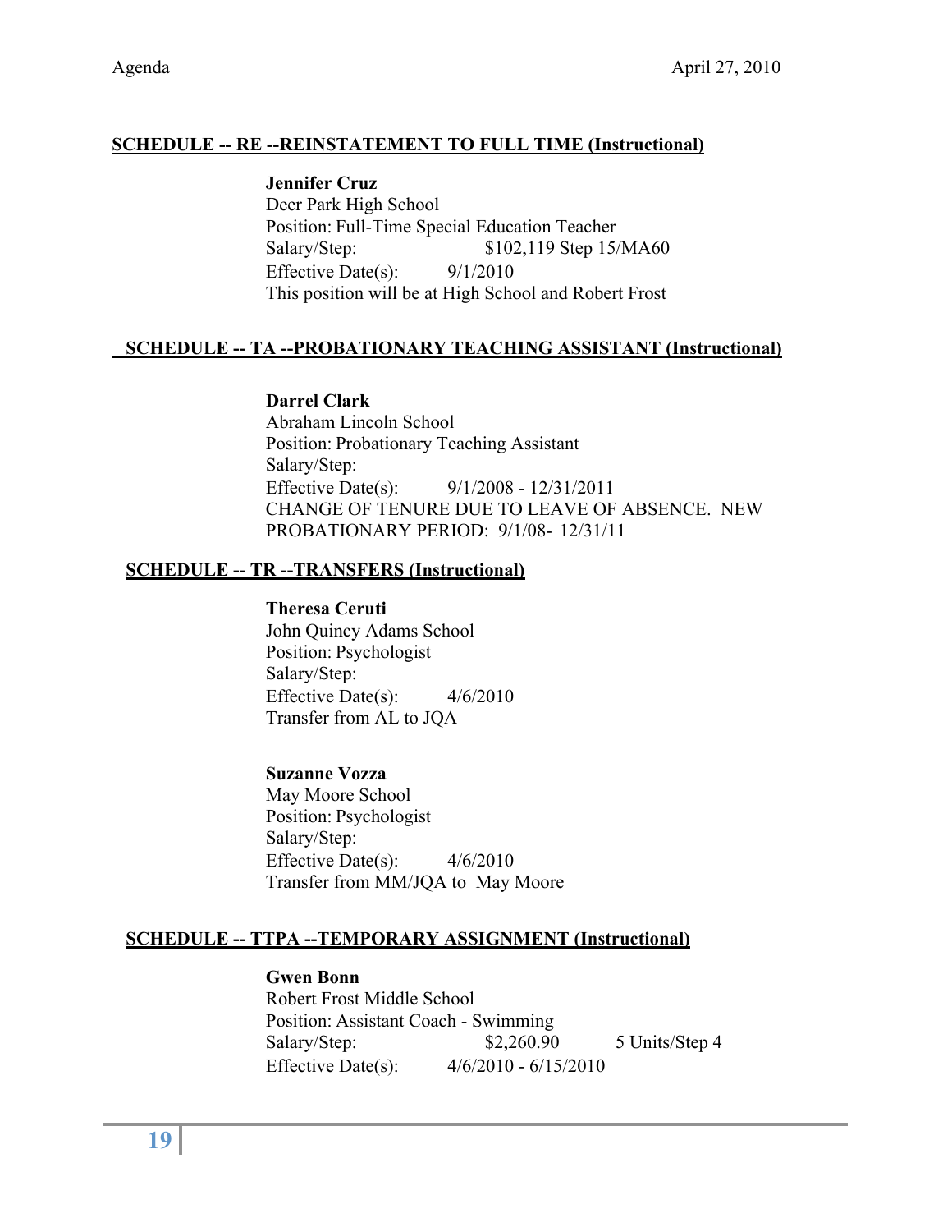**SCHEDULE -- RE --REINSTATEMENT TO FULL TIME (Instructional)**

**Jennifer Cruz**
Deer Park High School
Position: Full-Time Special Education Teacher
Salary/Step: $102,119 Step 15/MA60
Effective Date(s): 9/1/2010
This position will be at High School and Robert Frost

**SCHEDULE -- TA --PROBATIONARY TEACHING ASSISTANT (Instructional)**

**Darrel Clark**
Abraham Lincoln School
Position: Probationary Teaching Assistant
Salary/Step:
Effective Date(s): 9/1/2008 - 12/31/2011
CHANGE OF TENURE DUE TO LEAVE OF ABSENCE. NEW PROBATIONARY PERIOD: 9/1/08- 12/31/11

**SCHEDULE -- TR --TRANSFERS (Instructional)**

**Theresa Ceruti**
John Quincy Adams School
Position: Psychologist
Salary/Step:
Effective Date(s): 4/6/2010
Transfer from AL to JQA

**Suzanne Vozza**
May Moore School
Position: Psychologist
Salary/Step:
Effective Date(s): 4/6/2010
Transfer from MM/JQA to May Moore

**SCHEDULE -- TTPA --TEMPORARY ASSIGNMENT (Instructional)**

**Gwen Bonn**
Robert Frost Middle School
Position: Assistant Coach - Swimming
Salary/Step: $2,260.90 5 Units/Step 4
Effective Date(s): 4/6/2010 - 6/15/2010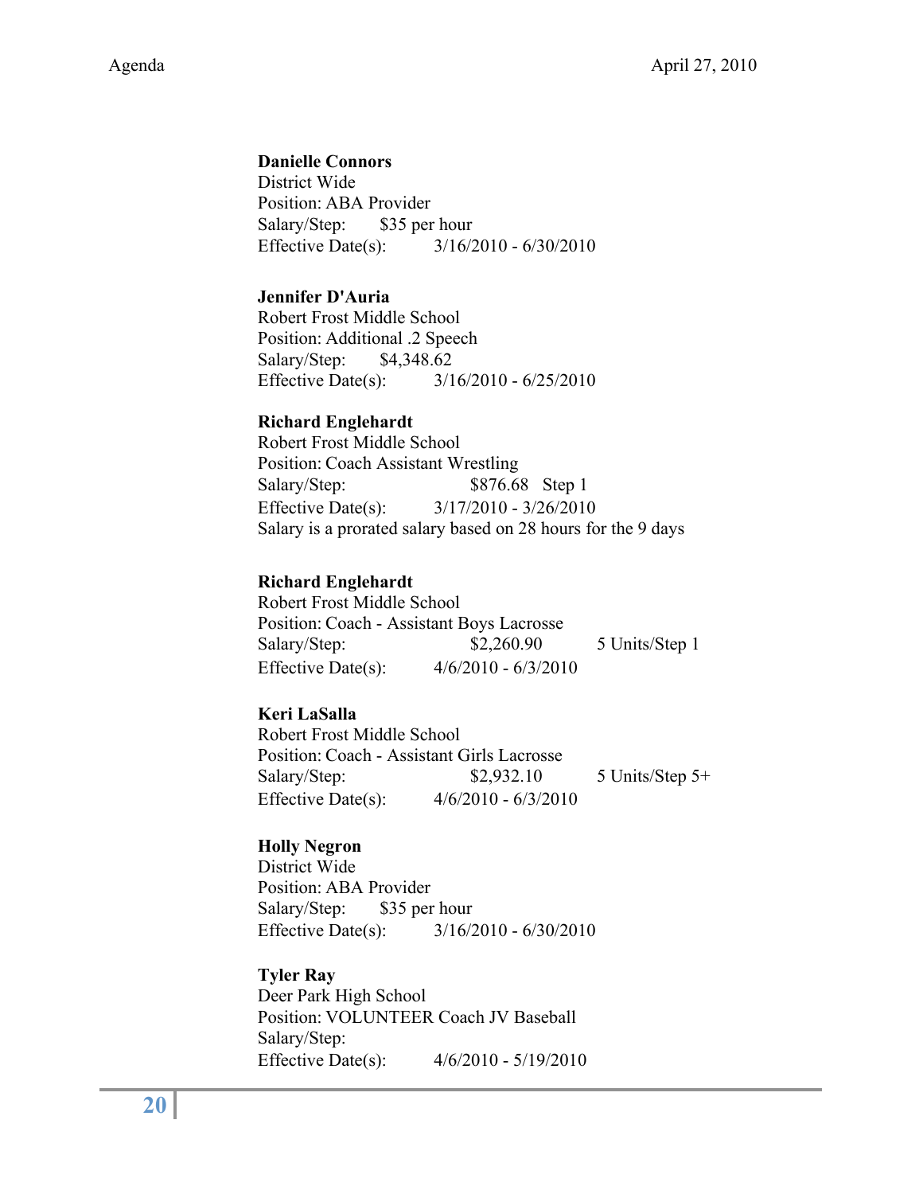**Danielle Connors**
District Wide
Position: ABA Provider
Salary/Step: $35 per hour
Effective Date(s): 3/16/2010 - 6/30/2010

**Jennifer D'Auria**
Robert Frost Middle School
Position: Additional .2 Speech
Salary/Step: $4,348.62
Effective Date(s): 3/16/2010 - 6/25/2010

**Richard Englehardt**
Robert Frost Middle School
Position: Coach Assistant Wrestling
Salary/Step: $876.68 Step 1
Effective Date(s): 3/17/2010 - 3/26/2010
Salary is a prorated salary based on 28 hours for the 9 days

**Richard Englehardt**
Robert Frost Middle School
Position: Coach - Assistant Boys Lacrosse
Salary/Step: $2,260.90 5 Units/Step 1
Effective Date(s): 4/6/2010 - 6/3/2010

**Keri LaSalla**
Robert Frost Middle School
Position: Coach - Assistant Girls Lacrosse
Salary/Step: $2,932.10 5 Units/Step 5+
Effective Date(s): 4/6/2010 - 6/3/2010

**Holly Negron**
District Wide
Position: ABA Provider
Salary/Step: $35 per hour
Effective Date(s): 3/16/2010 - 6/30/2010

**Tyler Ray**
Deer Park High School
Position: VOLUNTEER Coach JV Baseball
Salary/Step:
Effective Date(s): 4/6/2010 - 5/19/2010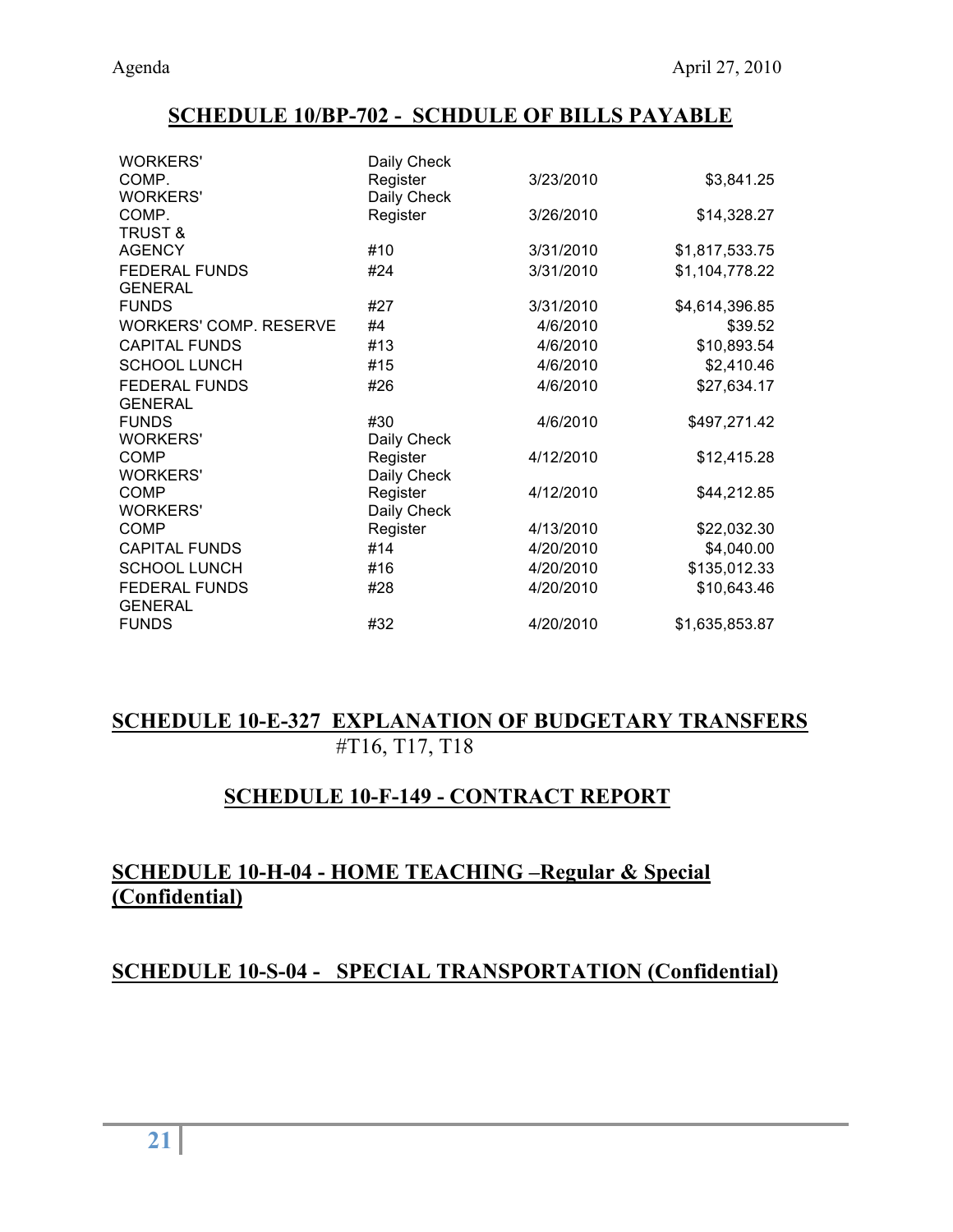## SCHEDULE 10/BP-702 - SCHDULE OF BILLS PAYABLE

| | | | |
|---|---|---|---|
| WORKERS' COMP. | Daily Check Register | 3/23/2010 | $3,841.25 |
| WORKERS' COMP. | Daily Check Register | 3/26/2010 | $14,328.27 |
| TRUST & AGENCY | #10 | 3/31/2010 | $1,817,533.75 |
| FEDERAL FUNDS | #24 | 3/31/2010 | $1,104,778.22 |
| GENERAL FUNDS | #27 | 3/31/2010 | $4,614,396.85 |
| WORKERS' COMP. RESERVE | #4 | 4/6/2010 | $39.52 |
| CAPITAL FUNDS | #13 | 4/6/2010 | $10,893.54 |
| SCHOOL LUNCH | #15 | 4/6/2010 | $2,410.46 |
| FEDERAL FUNDS | #26 | 4/6/2010 | $27,634.17 |
| GENERAL FUNDS | #30 | 4/6/2010 | $497,271.42 |
| WORKERS' COMP | Daily Check Register | 4/12/2010 | $12,415.28 |
| WORKERS' COMP | Daily Check Register | 4/12/2010 | $44,212.85 |
| WORKERS' COMP | Daily Check Register | 4/13/2010 | $22,032.30 |
| CAPITAL FUNDS | #14 | 4/20/2010 | $4,040.00 |
| SCHOOL LUNCH | #16 | 4/20/2010 | $135,012.33 |
| FEDERAL FUNDS | #28 | 4/20/2010 | $10,643.46 |
| GENERAL FUNDS | #32 | 4/20/2010 | $1,635,853.87 |

## SCHEDULE 10-E-327 EXPLANATION OF BUDGETARY TRANSFERS

#T16, T17, T18

## SCHEDULE 10-F-149 - CONTRACT REPORT

## SCHEDULE 10-H-04 - HOME TEACHING –Regular & Special (Confidential)

## SCHEDULE 10-S-04 - SPECIAL TRANSPORTATION (Confidential)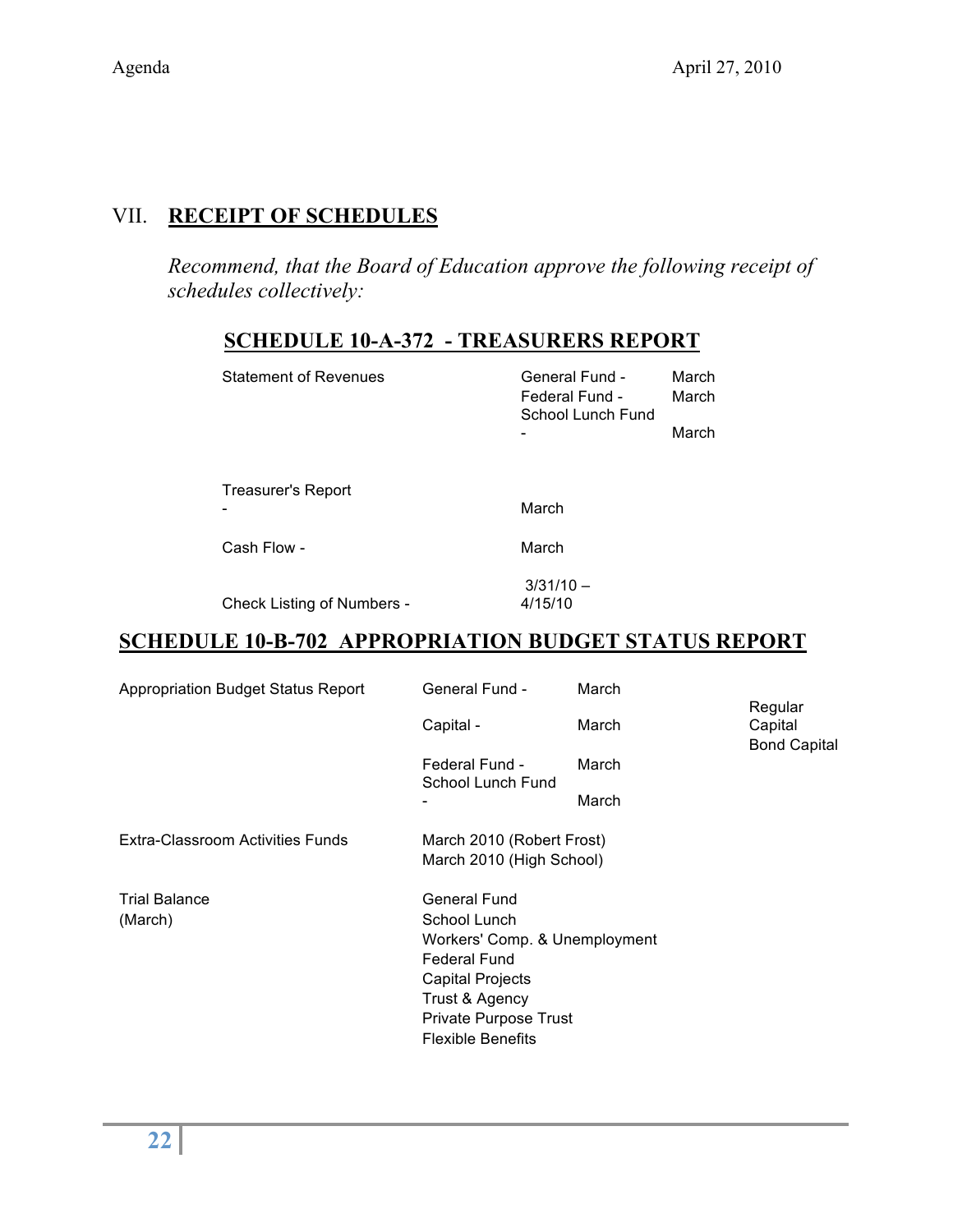## VII. RECEIPT OF SCHEDULES

*Recommend, that the Board of Education approve the following receipt of schedules collectively:*

### SCHEDULE 10-A-372 - TREASURERS REPORT

| | | |
|---|---|---|
| Statement of Revenues | General Fund - | March |
| | Federal Fund - | March |
| | School Lunch Fund - | March |
| Treasurer's Report - | March | |
| Cash Flow - | March | |
| Check Listing of Numbers - | 3/31/10 – 4/15/10 | |

### SCHEDULE 10-B-702 APPROPRIATION BUDGET STATUS REPORT

| | | | |
|---|---|---|---|
| Appropriation Budget Status Report | General Fund - | March | |
| | Capital - | March | Regular Capital Bond Capital |
| | Federal Fund - | March | |
| | School Lunch Fund - | March | |
| Extra-Classroom Activities Funds | March 2010 (Robert Frost) | | |
| | March 2010 (High School) | | |
| Trial Balance (March) | General Fund | | |
| | School Lunch | | |
| | Workers' Comp. & Unemployment | | |
| | Federal Fund | | |
| | Capital Projects | | |
| | Trust & Agency | | |
| | Private Purpose Trust | | |
| | Flexible Benefits | | |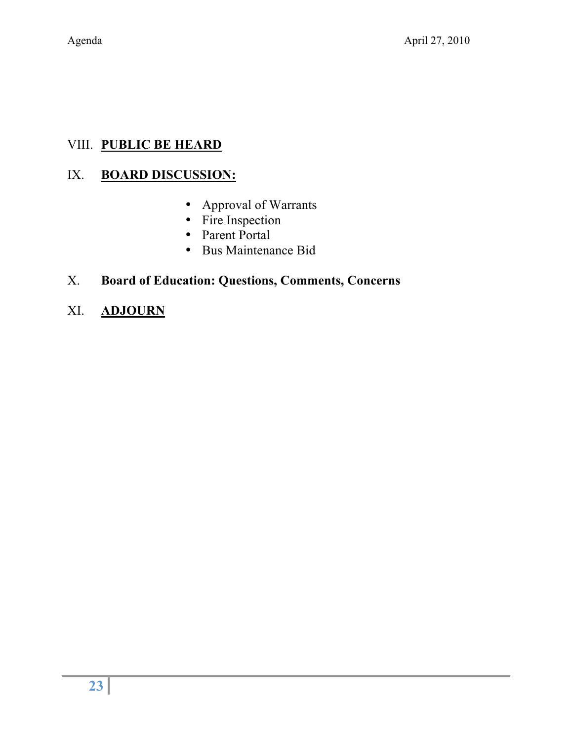VIII. **PUBLIC BE HEARD**

IX. **BOARD DISCUSSION:**

- Approval of Warrants
- Fire Inspection
- Parent Portal
- Bus Maintenance Bid

X. **Board of Education: Questions, Comments, Concerns**

XI. **ADJOURN**